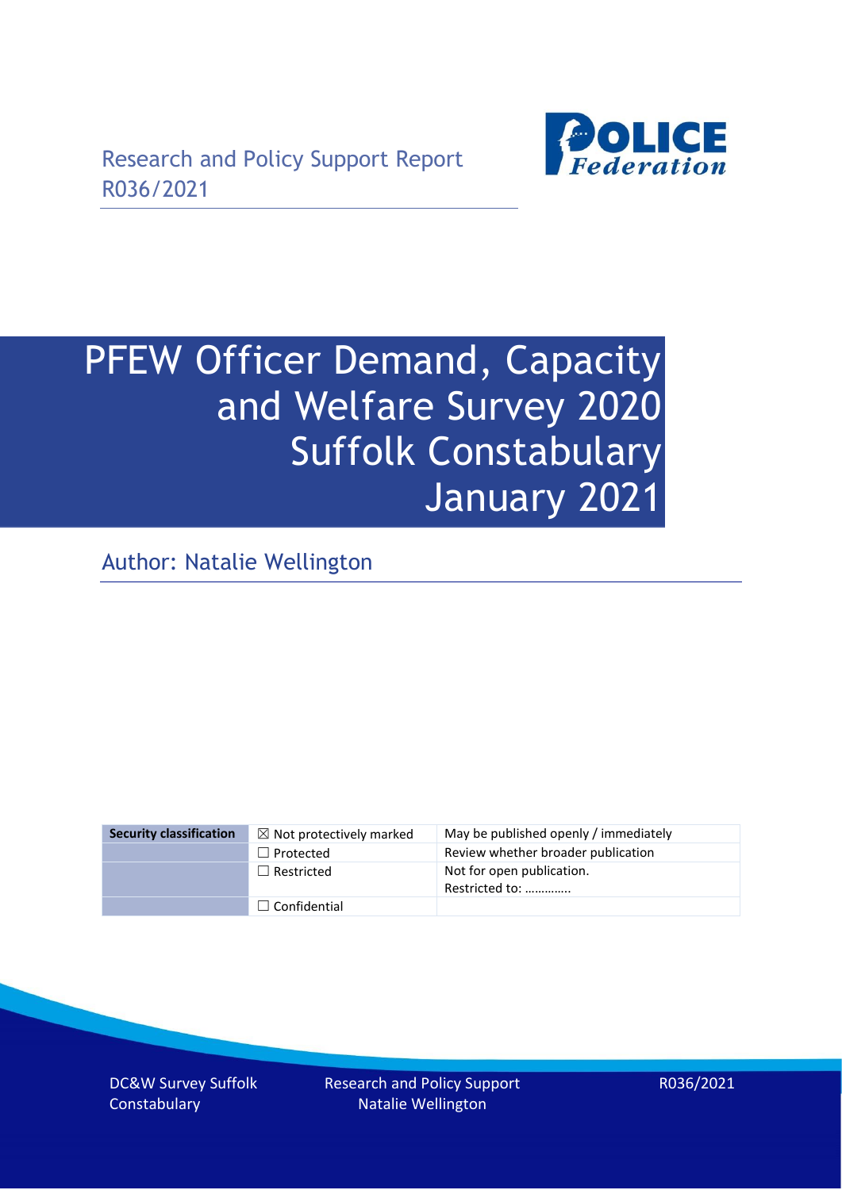Research and Policy Support Report
R036/2021

# PFEW Officer Demand, Capacity and Welfare Survey 2020 Suffolk Constabulary January 2021

Author: Natalie Wellington

| Security classification | ☒ Not protectively marked | May be published openly / immediately |
|---|---|---|
| | ☐ Protected | Review whether broader publication |
| | ☐ Restricted | Not for open publication. Restricted to: ………….. |
| | ☐ Confidential | |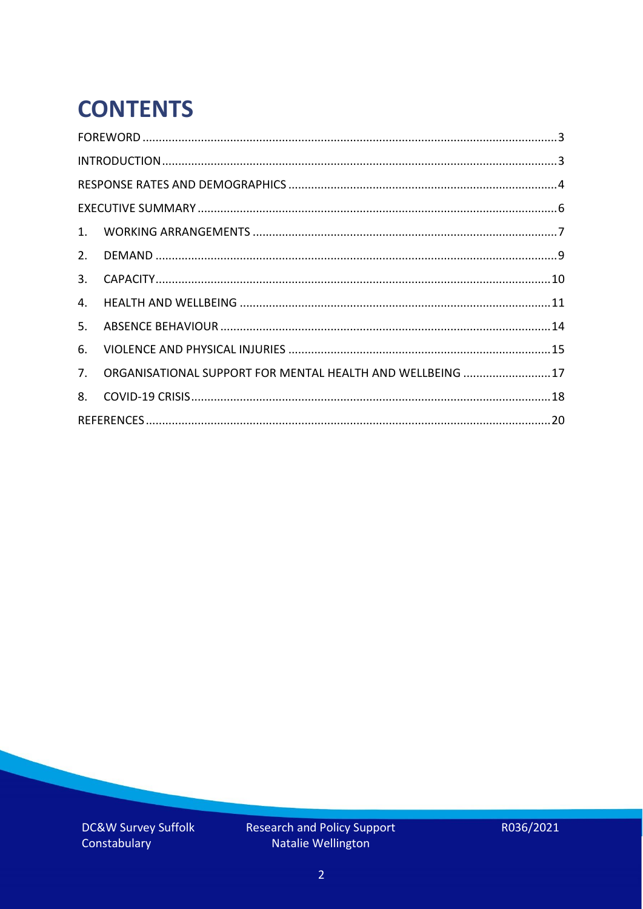# CONTENTS

FOREWORD ....... 3

INTRODUCTION ....... 3

RESPONSE RATES AND DEMOGRAPHICS ....... 4

EXECUTIVE SUMMARY ....... 6

1. WORKING ARRANGEMENTS ....... 7
2. DEMAND ....... 9
3. CAPACITY ....... 10
4. HEALTH AND WELLBEING ....... 11
5. ABSENCE BEHAVIOUR ....... 14
6. VIOLENCE AND PHYSICAL INJURIES ....... 15
7. ORGANISATIONAL SUPPORT FOR MENTAL HEALTH AND WELLBEING ....... 17
8. COVID-19 CRISIS ....... 18

REFERENCES ....... 20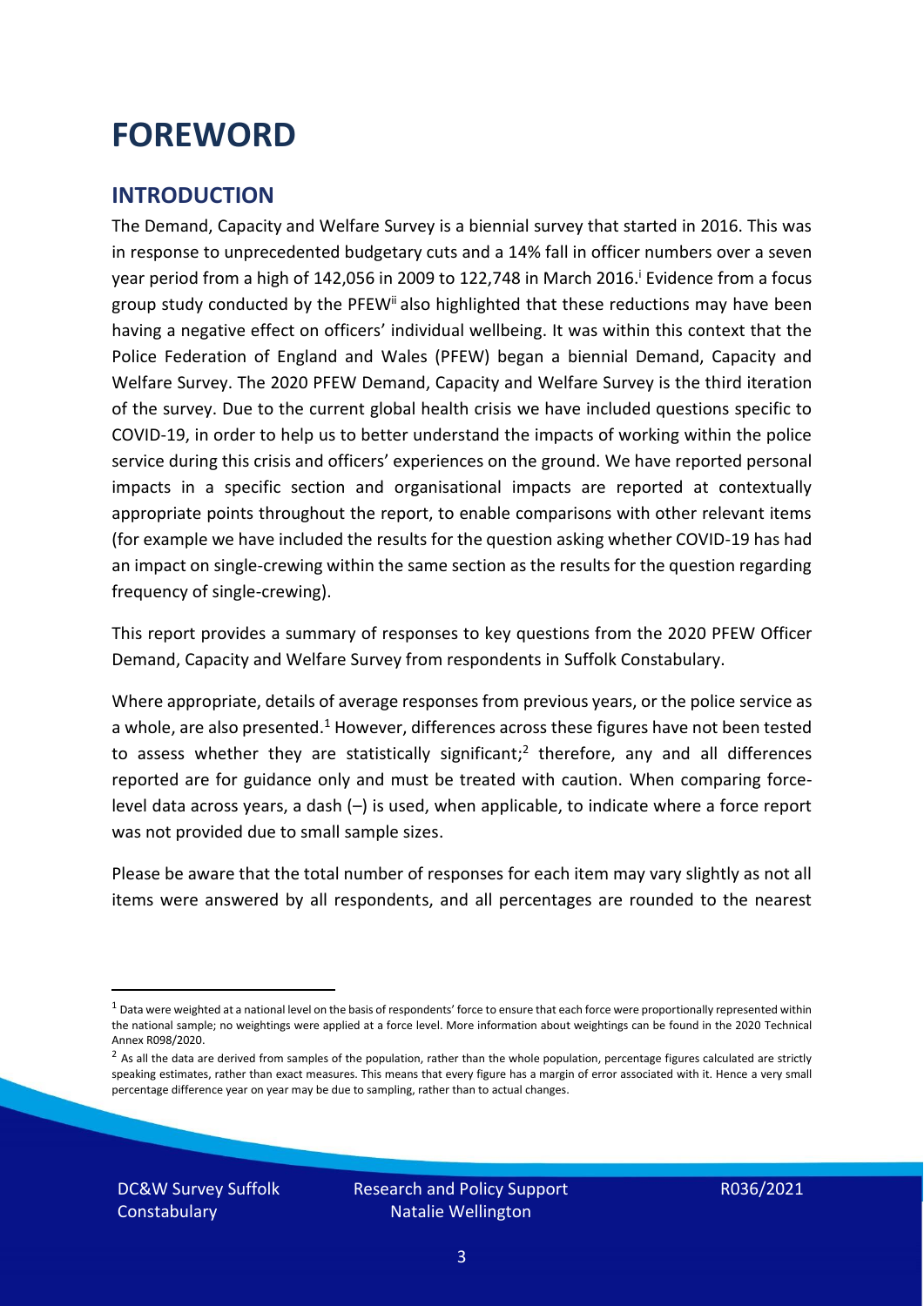# FOREWORD

## INTRODUCTION

The Demand, Capacity and Welfare Survey is a biennial survey that started in 2016. This was in response to unprecedented budgetary cuts and a 14% fall in officer numbers over a seven year period from a high of 142,056 in 2009 to 122,748 in March 2016.[i] Evidence from a focus group study conducted by the PFEW[ii] also highlighted that these reductions may have been having a negative effect on officers' individual wellbeing. It was within this context that the Police Federation of England and Wales (PFEW) began a biennial Demand, Capacity and Welfare Survey. The 2020 PFEW Demand, Capacity and Welfare Survey is the third iteration of the survey. Due to the current global health crisis we have included questions specific to COVID-19, in order to help us to better understand the impacts of working within the police service during this crisis and officers' experiences on the ground. We have reported personal impacts in a specific section and organisational impacts are reported at contextually appropriate points throughout the report, to enable comparisons with other relevant items (for example we have included the results for the question asking whether COVID-19 has had an impact on single-crewing within the same section as the results for the question regarding frequency of single-crewing).

This report provides a summary of responses to key questions from the 2020 PFEW Officer Demand, Capacity and Welfare Survey from respondents in Suffolk Constabulary.

Where appropriate, details of average responses from previous years, or the police service as a whole, are also presented.[1] However, differences across these figures have not been tested to assess whether they are statistically significant;[2] therefore, any and all differences reported are for guidance only and must be treated with caution. When comparing force-level data across years, a dash (–) is used, when applicable, to indicate where a force report was not provided due to small sample sizes.

Please be aware that the total number of responses for each item may vary slightly as not all items were answered by all respondents, and all percentages are rounded to the nearest

[1] Data were weighted at a national level on the basis of respondents' force to ensure that each force were proportionally represented within the national sample; no weightings were applied at a force level. More information about weightings can be found in the 2020 Technical Annex R098/2020.

[2] As all the data are derived from samples of the population, rather than the whole population, percentage figures calculated are strictly speaking estimates, rather than exact measures. This means that every figure has a margin of error associated with it. Hence a very small percentage difference year on year may be due to sampling, rather than to actual changes.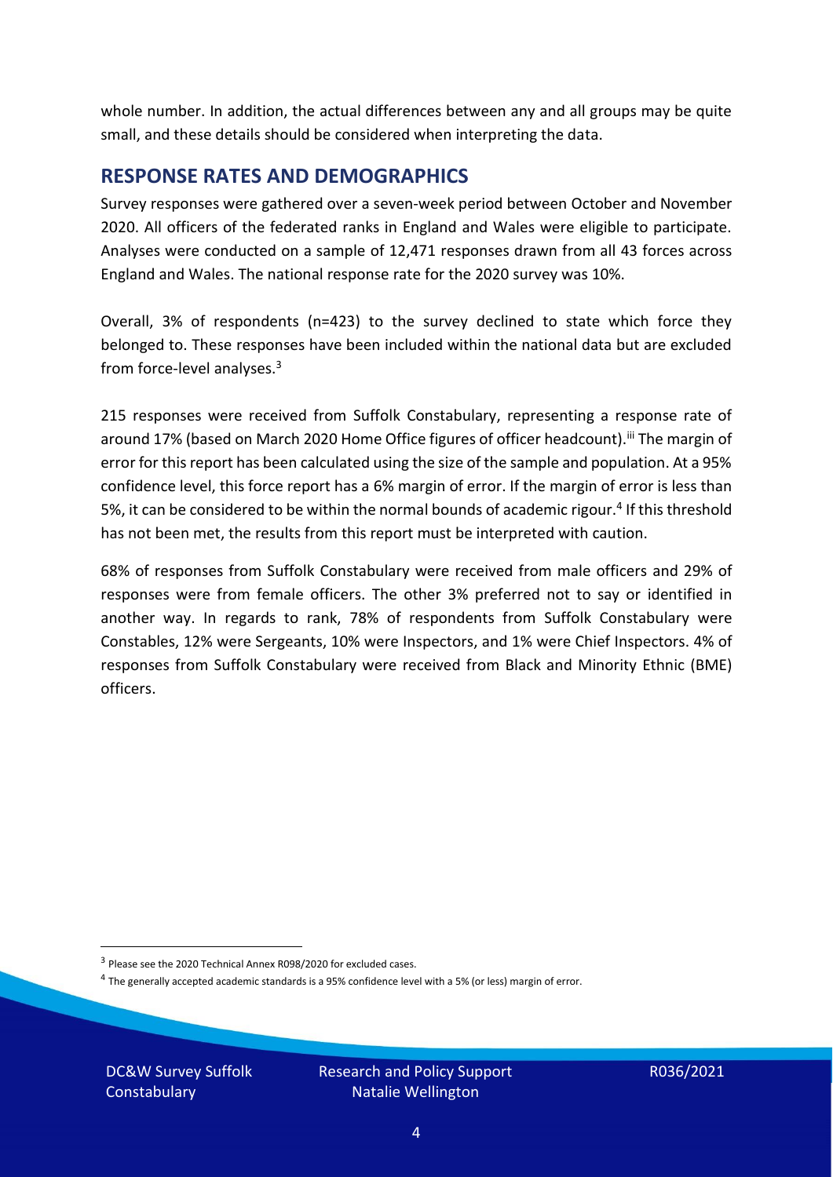whole number. In addition, the actual differences between any and all groups may be quite small, and these details should be considered when interpreting the data.

## RESPONSE RATES AND DEMOGRAPHICS

Survey responses were gathered over a seven-week period between October and November 2020. All officers of the federated ranks in England and Wales were eligible to participate. Analyses were conducted on a sample of 12,471 responses drawn from all 43 forces across England and Wales. The national response rate for the 2020 survey was 10%.

Overall, 3% of respondents (n=423) to the survey declined to state which force they belonged to. These responses have been included within the national data but are excluded from force-level analyses.[3]

215 responses were received from Suffolk Constabulary, representing a response rate of around 17% (based on March 2020 Home Office figures of officer headcount).[iii] The margin of error for this report has been calculated using the size of the sample and population. At a 95% confidence level, this force report has a 6% margin of error. If the margin of error is less than 5%, it can be considered to be within the normal bounds of academic rigour.[4] If this threshold has not been met, the results from this report must be interpreted with caution.

68% of responses from Suffolk Constabulary were received from male officers and 29% of responses were from female officers. The other 3% preferred not to say or identified in another way. In regards to rank, 78% of respondents from Suffolk Constabulary were Constables, 12% were Sergeants, 10% were Inspectors, and 1% were Chief Inspectors. 4% of responses from Suffolk Constabulary were received from Black and Minority Ethnic (BME) officers.

[3] Please see the 2020 Technical Annex R098/2020 for excluded cases.

[4] The generally accepted academic standards is a 95% confidence level with a 5% (or less) margin of error.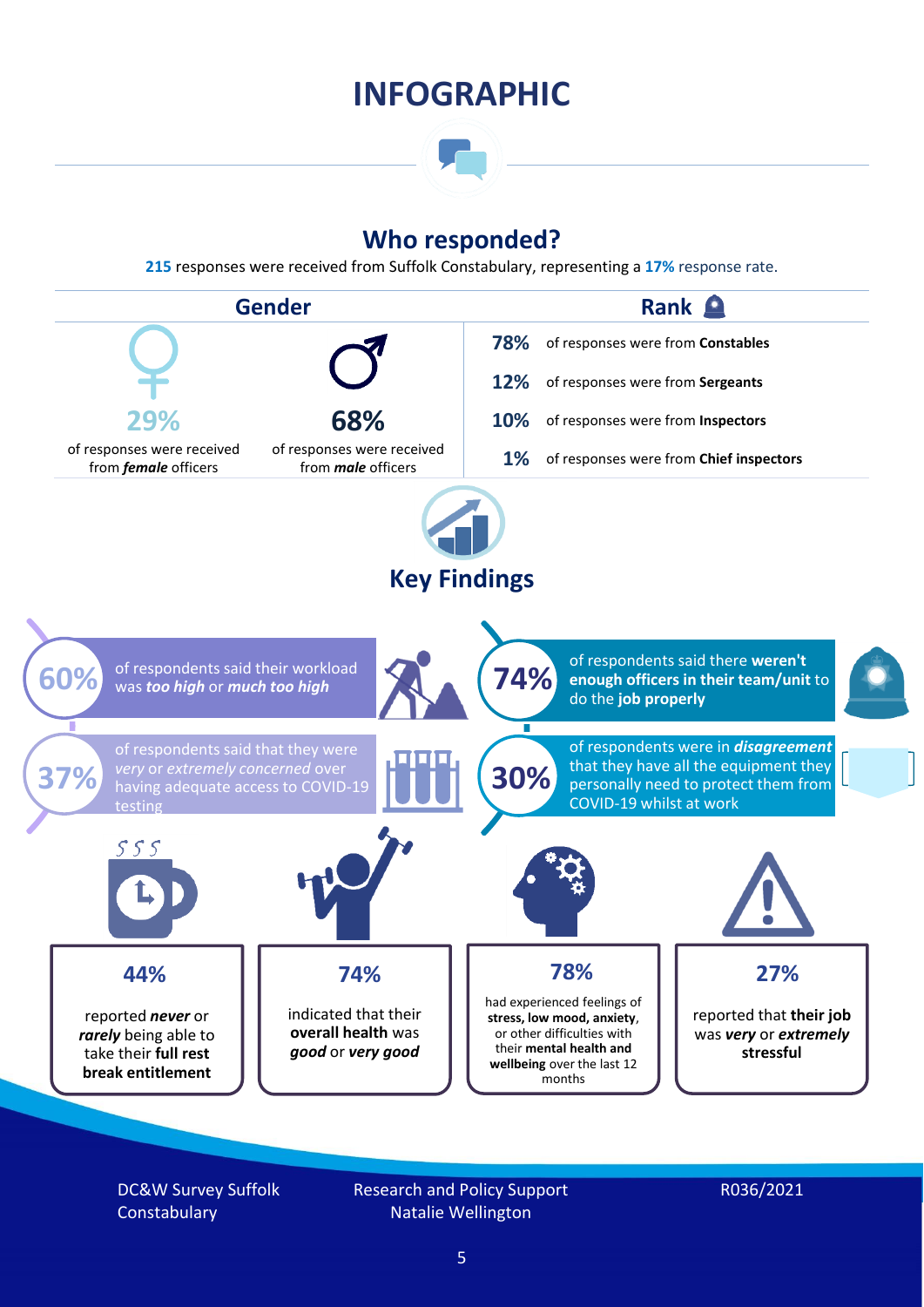# INFOGRAPHIC

## Who responded?

**215** responses were received from Suffolk Constabulary, representing a **17%** response rate.

### Gender

**29%** of responses were received from ***female*** officers

**68%** of responses were received from ***male*** officers

### Rank

**78%** of responses were from **Constables**

**12%** of responses were from **Sergeants**

**10%** of responses were from **Inspectors**

**1%** of responses were from **Chief inspectors**

## Key Findings

**60%** of respondents said their workload was ***too high*** or ***much too high***

**74%** of respondents said there **weren't enough officers in their team/unit** to do the **job properly**

**37%** of respondents said that they were *very* or *extremely concerned* over having adequate access to COVID-19 testing

**30%** of respondents were in ***disagreement*** that they have all the equipment they personally need to protect them from COVID-19 whilst at work

**44%** reported ***never*** or ***rarely*** being able to take their **full rest break entitlement**

**74%** indicated that their **overall health** was ***good*** or ***very good***

**78%** had experienced feelings of **stress, low mood, anxiety**, or other difficulties with their **mental health and wellbeing** over the last 12 months

**27%** reported that **their job** was ***very*** or ***extremely*** **stressful**

DC&W Survey Suffolk Constabulary

Research and Policy Support
Natalie Wellington

R036/2021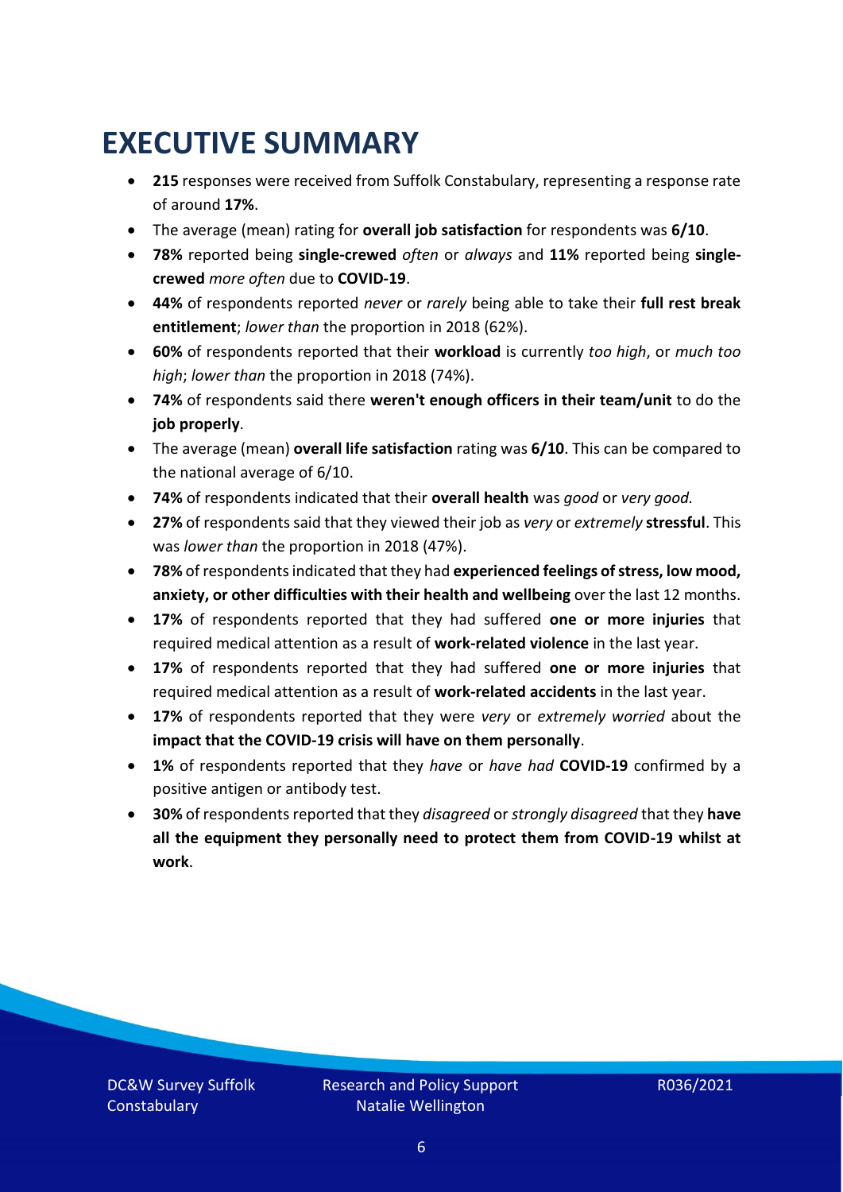# EXECUTIVE SUMMARY

- **215** responses were received from Suffolk Constabulary, representing a response rate of around **17%**.
- The average (mean) rating for **overall job satisfaction** for respondents was **6/10**.
- **78%** reported being **single-crewed** *often* or *always* and **11%** reported being **single-crewed** *more often* due to **COVID-19**.
- **44%** of respondents reported *never* or *rarely* being able to take their **full rest break entitlement**; *lower than* the proportion in 2018 (62%).
- **60%** of respondents reported that their **workload** is currently *too high*, or *much too high*; *lower than* the proportion in 2018 (74%).
- **74%** of respondents said there **weren't enough officers in their team/unit** to do the **job properly**.
- The average (mean) **overall life satisfaction** rating was **6/10**. This can be compared to the national average of 6/10.
- **74%** of respondents indicated that their **overall health** was *good* or *very good.*
- **27%** of respondents said that they viewed their job as *very* or *extremely* **stressful**. This was *lower than* the proportion in 2018 (47%).
- **78%** of respondents indicated that they had **experienced feelings of stress, low mood, anxiety, or other difficulties with their health and wellbeing** over the last 12 months.
- **17%** of respondents reported that they had suffered **one or more injuries** that required medical attention as a result of **work-related violence** in the last year.
- **17%** of respondents reported that they had suffered **one or more injuries** that required medical attention as a result of **work-related accidents** in the last year.
- **17%** of respondents reported that they were *very* or *extremely worried* about the **impact that the COVID-19 crisis will have on them personally**.
- **1%** of respondents reported that they *have* or *have had* **COVID-19** confirmed by a positive antigen or antibody test.
- **30%** of respondents reported that they *disagreed* or *strongly disagreed* that they **have all the equipment they personally need to protect them from COVID-19 whilst at work**.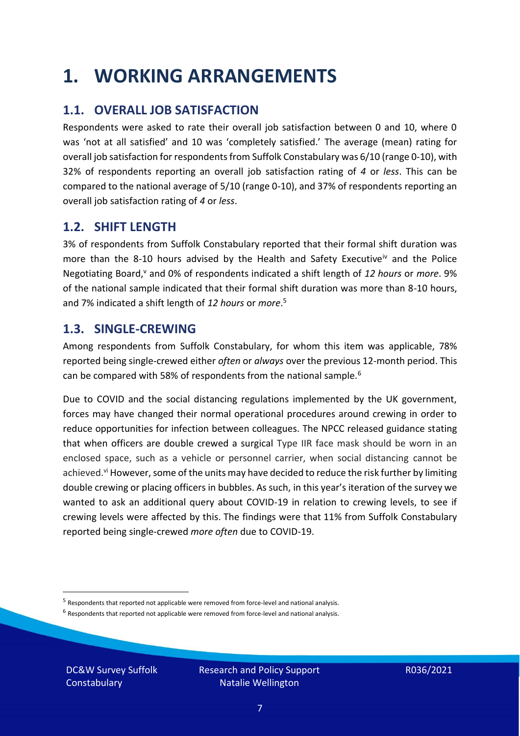# 1. WORKING ARRANGEMENTS

## 1.1. OVERALL JOB SATISFACTION

Respondents were asked to rate their overall job satisfaction between 0 and 10, where 0 was 'not at all satisfied' and 10 was 'completely satisfied.' The average (mean) rating for overall job satisfaction for respondents from Suffolk Constabulary was 6/10 (range 0-10), with 32% of respondents reporting an overall job satisfaction rating of *4* or *less*. This can be compared to the national average of 5/10 (range 0-10), and 37% of respondents reporting an overall job satisfaction rating of *4* or *less*.

## 1.2. SHIFT LENGTH

3% of respondents from Suffolk Constabulary reported that their formal shift duration was more than the 8-10 hours advised by the Health and Safety Executive[iv] and the Police Negotiating Board,[v] and 0% of respondents indicated a shift length of *12 hours* or *more*. 9% of the national sample indicated that their formal shift duration was more than 8-10 hours, and 7% indicated a shift length of *12 hours* or *more*.[5]

## 1.3. SINGLE-CREWING

Among respondents from Suffolk Constabulary, for whom this item was applicable, 78% reported being single-crewed either *often* or *always* over the previous 12-month period. This can be compared with 58% of respondents from the national sample.[6]

Due to COVID and the social distancing regulations implemented by the UK government, forces may have changed their normal operational procedures around crewing in order to reduce opportunities for infection between colleagues. The NPCC released guidance stating that when officers are double crewed a surgical Type IIR face mask should be worn in an enclosed space, such as a vehicle or personnel carrier, when social distancing cannot be achieved.[vi] However, some of the units may have decided to reduce the risk further by limiting double crewing or placing officers in bubbles. As such, in this year's iteration of the survey we wanted to ask an additional query about COVID-19 in relation to crewing levels, to see if crewing levels were affected by this. The findings were that 11% from Suffolk Constabulary reported being single-crewed *more often* due to COVID-19.

[5] Respondents that reported not applicable were removed from force-level and national analysis.

[6] Respondents that reported not applicable were removed from force-level and national analysis.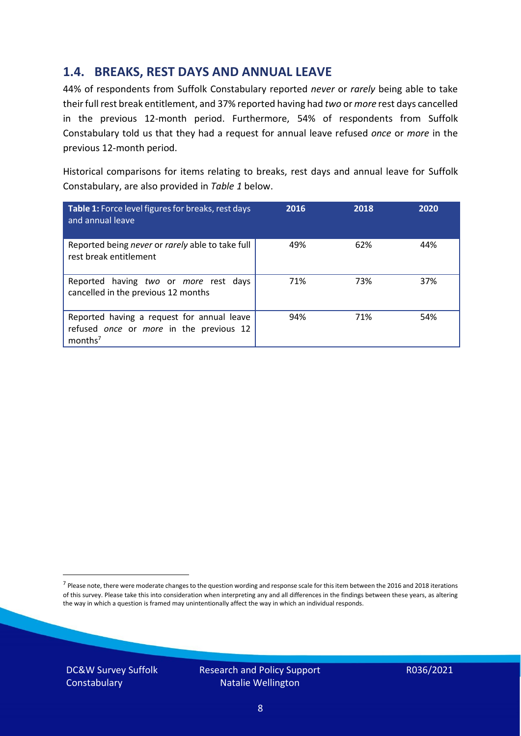## 1.4. BREAKS, REST DAYS AND ANNUAL LEAVE

44% of respondents from Suffolk Constabulary reported *never* or *rarely* being able to take their full rest break entitlement, and 37% reported having had *two* or *more* rest days cancelled in the previous 12-month period. Furthermore, 54% of respondents from Suffolk Constabulary told us that they had a request for annual leave refused *once* or *more* in the previous 12-month period.

Historical comparisons for items relating to breaks, rest days and annual leave for Suffolk Constabulary, are also provided in *Table 1* below.

| **Table 1:** Force level figures for breaks, rest days and annual leave | 2016 | 2018 | 2020 |
|---|---|---|---|
| Reported being *never* or *rarely* able to take full rest break entitlement | 49% | 62% | 44% |
| Reported having *two* or *more* rest days cancelled in the previous 12 months | 71% | 73% | 37% |
| Reported having a request for annual leave refused *once* or *more* in the previous 12 months[7] | 94% | 71% | 54% |

[7] Please note, there were moderate changes to the question wording and response scale for this item between the 2016 and 2018 iterations of this survey. Please take this into consideration when interpreting any and all differences in the findings between these years, as altering the way in which a question is framed may unintentionally affect the way in which an individual responds.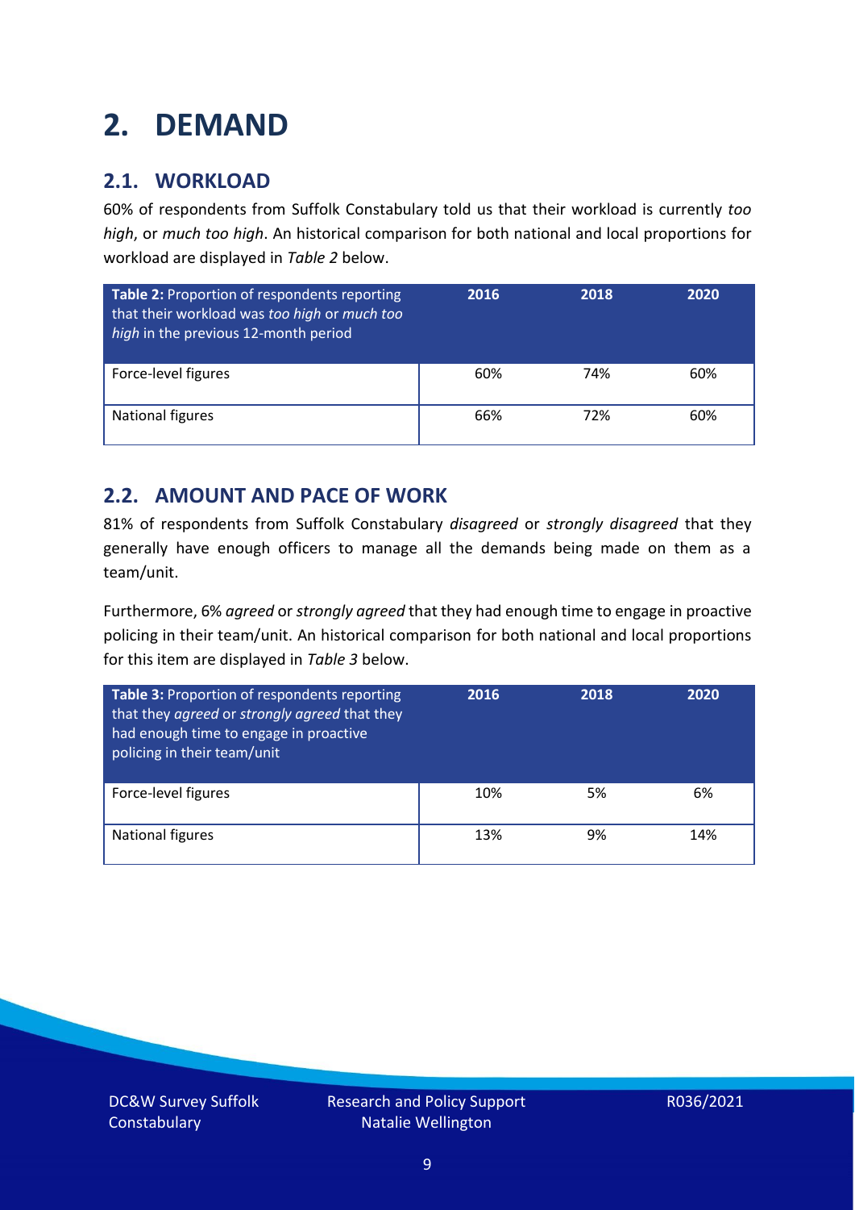# 2. DEMAND

## 2.1. WORKLOAD

60% of respondents from Suffolk Constabulary told us that their workload is currently *too high*, or *much too high*. An historical comparison for both national and local proportions for workload are displayed in *Table 2* below.

| **Table 2:** Proportion of respondents reporting that their workload was *too high* or *much too high* in the previous 12-month period | 2016 | 2018 | 2020 |
|---|---|---|---|
| Force-level figures | 60% | 74% | 60% |
| National figures | 66% | 72% | 60% |

## 2.2. AMOUNT AND PACE OF WORK

81% of respondents from Suffolk Constabulary *disagreed* or *strongly disagreed* that they generally have enough officers to manage all the demands being made on them as a team/unit.

Furthermore, 6% *agreed* or *strongly agreed* that they had enough time to engage in proactive policing in their team/unit. An historical comparison for both national and local proportions for this item are displayed in *Table 3* below.

| **Table 3:** Proportion of respondents reporting that they *agreed* or *strongly agreed* that they had enough time to engage in proactive policing in their team/unit | 2016 | 2018 | 2020 |
|---|---|---|---|
| Force-level figures | 10% | 5% | 6% |
| National figures | 13% | 9% | 14% |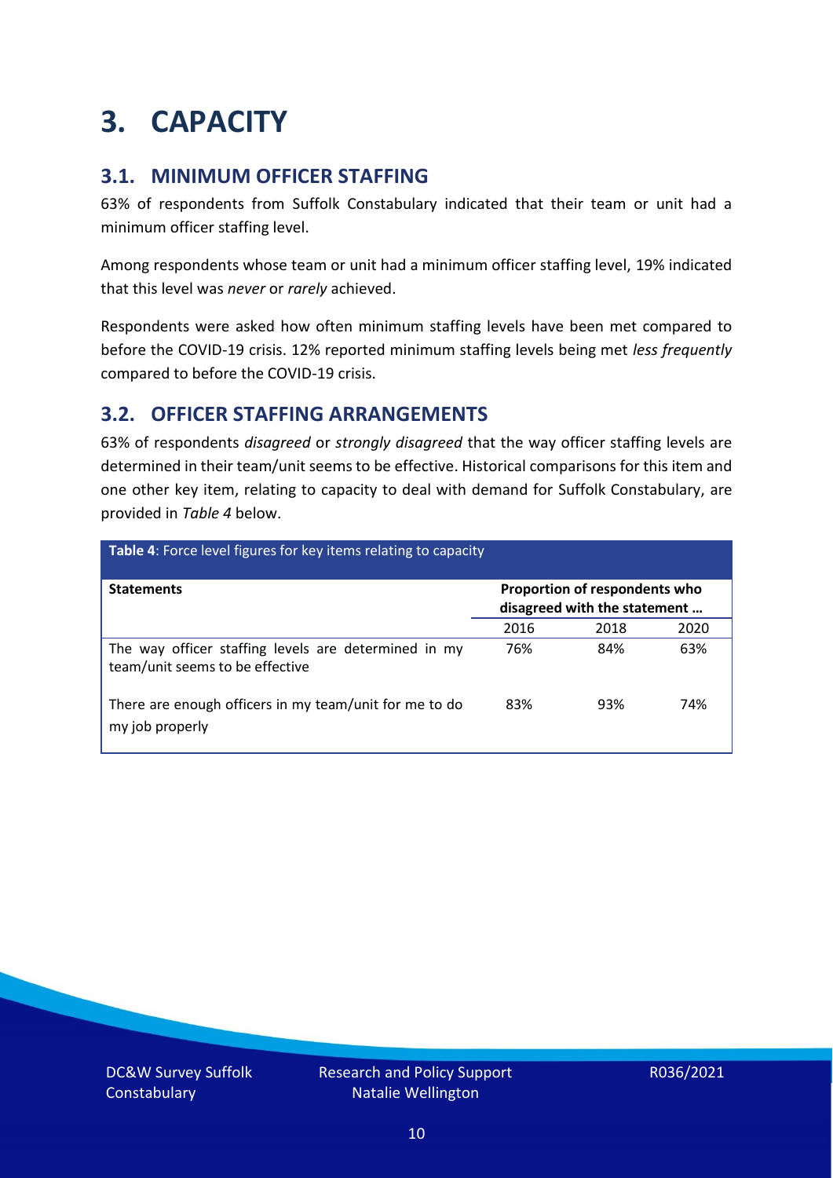# 3. CAPACITY

## 3.1. MINIMUM OFFICER STAFFING

63% of respondents from Suffolk Constabulary indicated that their team or unit had a minimum officer staffing level.

Among respondents whose team or unit had a minimum officer staffing level, 19% indicated that this level was *never* or *rarely* achieved.

Respondents were asked how often minimum staffing levels have been met compared to before the COVID-19 crisis. 12% reported minimum staffing levels being met *less frequently* compared to before the COVID-19 crisis.

## 3.2. OFFICER STAFFING ARRANGEMENTS

63% of respondents *disagreed* or *strongly disagreed* that the way officer staffing levels are determined in their team/unit seems to be effective. Historical comparisons for this item and one other key item, relating to capacity to deal with demand for Suffolk Constabulary, are provided in *Table 4* below.

**Table 4**: Force level figures for key items relating to capacity

| Statements | Proportion of respondents who disagreed with the statement … | | |
|---|---|---|---|
| | 2016 | 2018 | 2020 |
| The way officer staffing levels are determined in my team/unit seems to be effective | 76% | 84% | 63% |
| There are enough officers in my team/unit for me to do my job properly | 83% | 93% | 74% |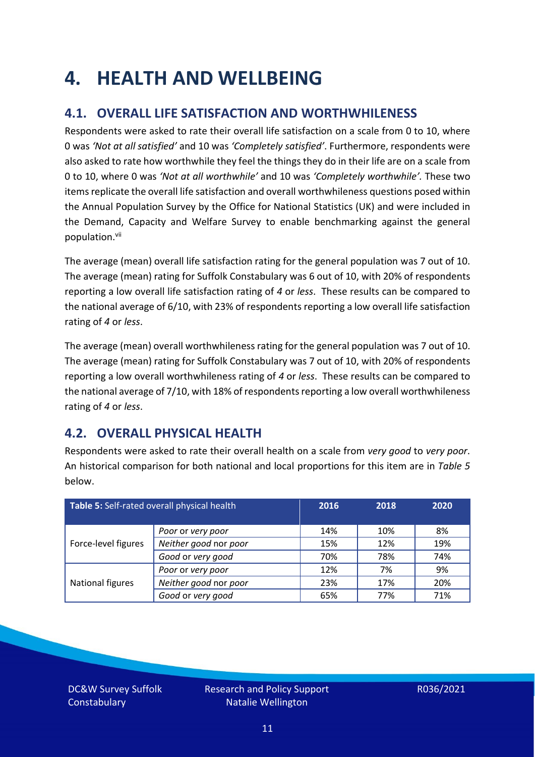# 4. HEALTH AND WELLBEING

## 4.1. OVERALL LIFE SATISFACTION AND WORTHWHILENESS

Respondents were asked to rate their overall life satisfaction on a scale from 0 to 10, where 0 was *'Not at all satisfied'* and 10 was *'Completely satisfied'*. Furthermore, respondents were also asked to rate how worthwhile they feel the things they do in their life are on a scale from 0 to 10, where 0 was *'Not at all worthwhile'* and 10 was *'Completely worthwhile'.* These two items replicate the overall life satisfaction and overall worthwhileness questions posed within the Annual Population Survey by the Office for National Statistics (UK) and were included in the Demand, Capacity and Welfare Survey to enable benchmarking against the general population.[vii]

The average (mean) overall life satisfaction rating for the general population was 7 out of 10. The average (mean) rating for Suffolk Constabulary was 6 out of 10, with 20% of respondents reporting a low overall life satisfaction rating of *4* or *less*. These results can be compared to the national average of 6/10, with 23% of respondents reporting a low overall life satisfaction rating of *4* or *less*.

The average (mean) overall worthwhileness rating for the general population was 7 out of 10. The average (mean) rating for Suffolk Constabulary was 7 out of 10, with 20% of respondents reporting a low overall worthwhileness rating of *4* or *less*. These results can be compared to the national average of 7/10, with 18% of respondents reporting a low overall worthwhileness rating of *4* or *less*.

## 4.2. OVERALL PHYSICAL HEALTH

Respondents were asked to rate their overall health on a scale from *very good* to *very poor*. An historical comparison for both national and local proportions for this item are in *Table 5* below.

| **Table 5:** Self-rated overall physical health | | 2016 | 2018 | 2020 |
|---|---|---|---|---|
| Force-level figures | *Poor* or *very poor* | 14% | 10% | 8% |
| | *Neither good* nor *poor* | 15% | 12% | 19% |
| | *Good* or *very good* | 70% | 78% | 74% |
| National figures | *Poor* or *very poor* | 12% | 7% | 9% |
| | *Neither good* nor *poor* | 23% | 17% | 20% |
| | *Good* or *very good* | 65% | 77% | 71% |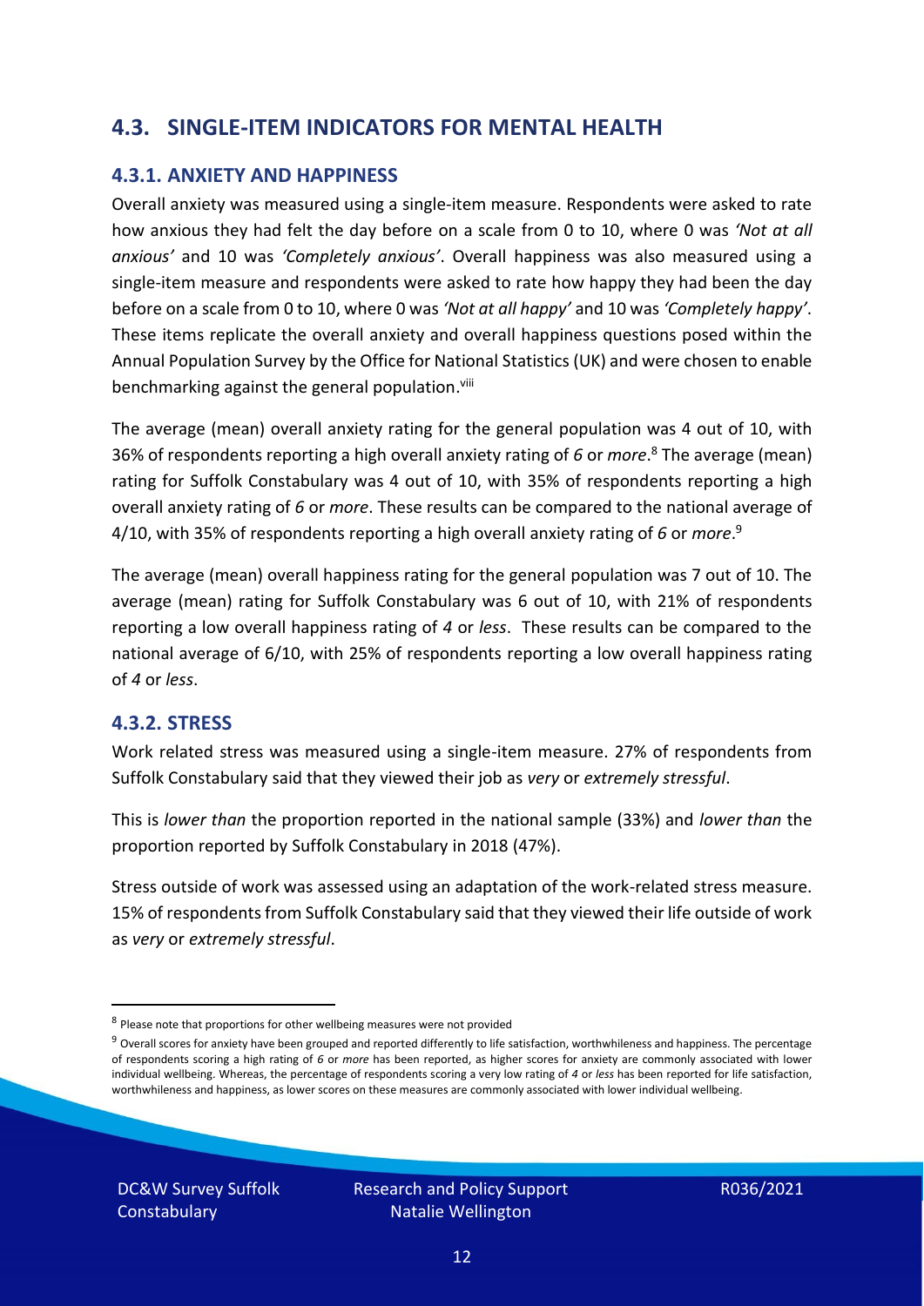## 4.3. SINGLE-ITEM INDICATORS FOR MENTAL HEALTH

### 4.3.1. ANXIETY AND HAPPINESS

Overall anxiety was measured using a single-item measure. Respondents were asked to rate how anxious they had felt the day before on a scale from 0 to 10, where 0 was *'Not at all anxious'* and 10 was *'Completely anxious'*. Overall happiness was also measured using a single-item measure and respondents were asked to rate how happy they had been the day before on a scale from 0 to 10, where 0 was *'Not at all happy'* and 10 was *'Completely happy'*. These items replicate the overall anxiety and overall happiness questions posed within the Annual Population Survey by the Office for National Statistics (UK) and were chosen to enable benchmarking against the general population.[viii]

The average (mean) overall anxiety rating for the general population was 4 out of 10, with 36% of respondents reporting a high overall anxiety rating of *6* or *more*.[8] The average (mean) rating for Suffolk Constabulary was 4 out of 10, with 35% of respondents reporting a high overall anxiety rating of *6* or *more*. These results can be compared to the national average of 4/10, with 35% of respondents reporting a high overall anxiety rating of *6* or *more*.[9]

The average (mean) overall happiness rating for the general population was 7 out of 10. The average (mean) rating for Suffolk Constabulary was 6 out of 10, with 21% of respondents reporting a low overall happiness rating of *4* or *less*. These results can be compared to the national average of 6/10, with 25% of respondents reporting a low overall happiness rating of *4* or *less*.

### 4.3.2. STRESS

Work related stress was measured using a single-item measure. 27% of respondents from Suffolk Constabulary said that they viewed their job as *very* or *extremely stressful*.

This is *lower than* the proportion reported in the national sample (33%) and *lower than* the proportion reported by Suffolk Constabulary in 2018 (47%).

Stress outside of work was assessed using an adaptation of the work-related stress measure. 15% of respondents from Suffolk Constabulary said that they viewed their life outside of work as *very* or *extremely stressful*.

---

[8] Please note that proportions for other wellbeing measures were not provided

[9] Overall scores for anxiety have been grouped and reported differently to life satisfaction, worthwhileness and happiness. The percentage of respondents scoring a high rating of *6* or *more* has been reported, as higher scores for anxiety are commonly associated with lower individual wellbeing. Whereas, the percentage of respondents scoring a very low rating of *4* or *less* has been reported for life satisfaction, worthwhileness and happiness, as lower scores on these measures are commonly associated with lower individual wellbeing.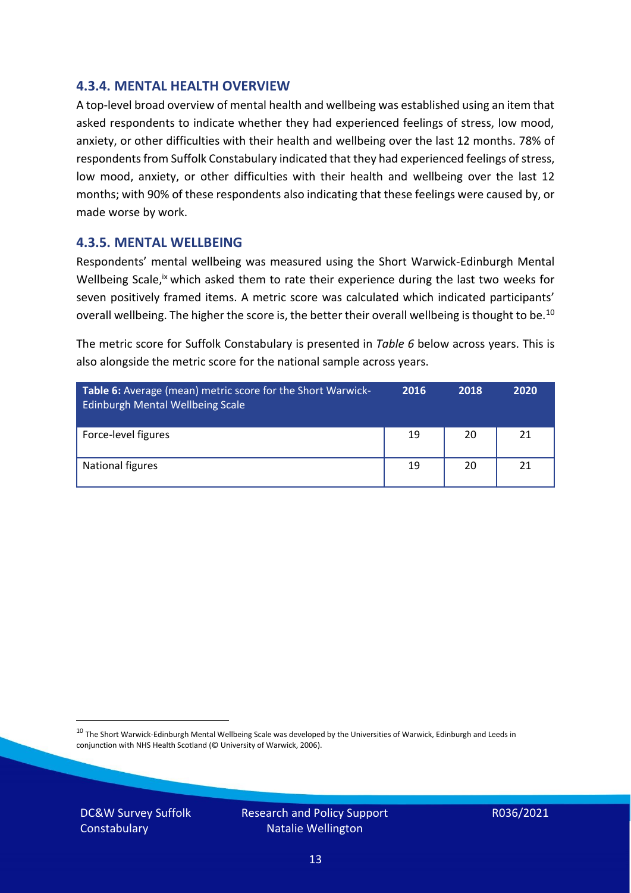### 4.3.4. MENTAL HEALTH OVERVIEW

A top-level broad overview of mental health and wellbeing was established using an item that asked respondents to indicate whether they had experienced feelings of stress, low mood, anxiety, or other difficulties with their health and wellbeing over the last 12 months. 78% of respondents from Suffolk Constabulary indicated that they had experienced feelings of stress, low mood, anxiety, or other difficulties with their health and wellbeing over the last 12 months; with 90% of these respondents also indicating that these feelings were caused by, or made worse by work.

### 4.3.5. MENTAL WELLBEING

Respondents' mental wellbeing was measured using the Short Warwick-Edinburgh Mental Wellbeing Scale,[ix] which asked them to rate their experience during the last two weeks for seven positively framed items. A metric score was calculated which indicated participants' overall wellbeing. The higher the score is, the better their overall wellbeing is thought to be.[10]

The metric score for Suffolk Constabulary is presented in *Table 6* below across years. This is also alongside the metric score for the national sample across years.

| **Table 6:** Average (mean) metric score for the Short Warwick-Edinburgh Mental Wellbeing Scale | 2016 | 2018 | 2020 |
|---|---|---|---|
| Force-level figures | 19 | 20 | 21 |
| National figures | 19 | 20 | 21 |

[10] The Short Warwick-Edinburgh Mental Wellbeing Scale was developed by the Universities of Warwick, Edinburgh and Leeds in conjunction with NHS Health Scotland (© University of Warwick, 2006).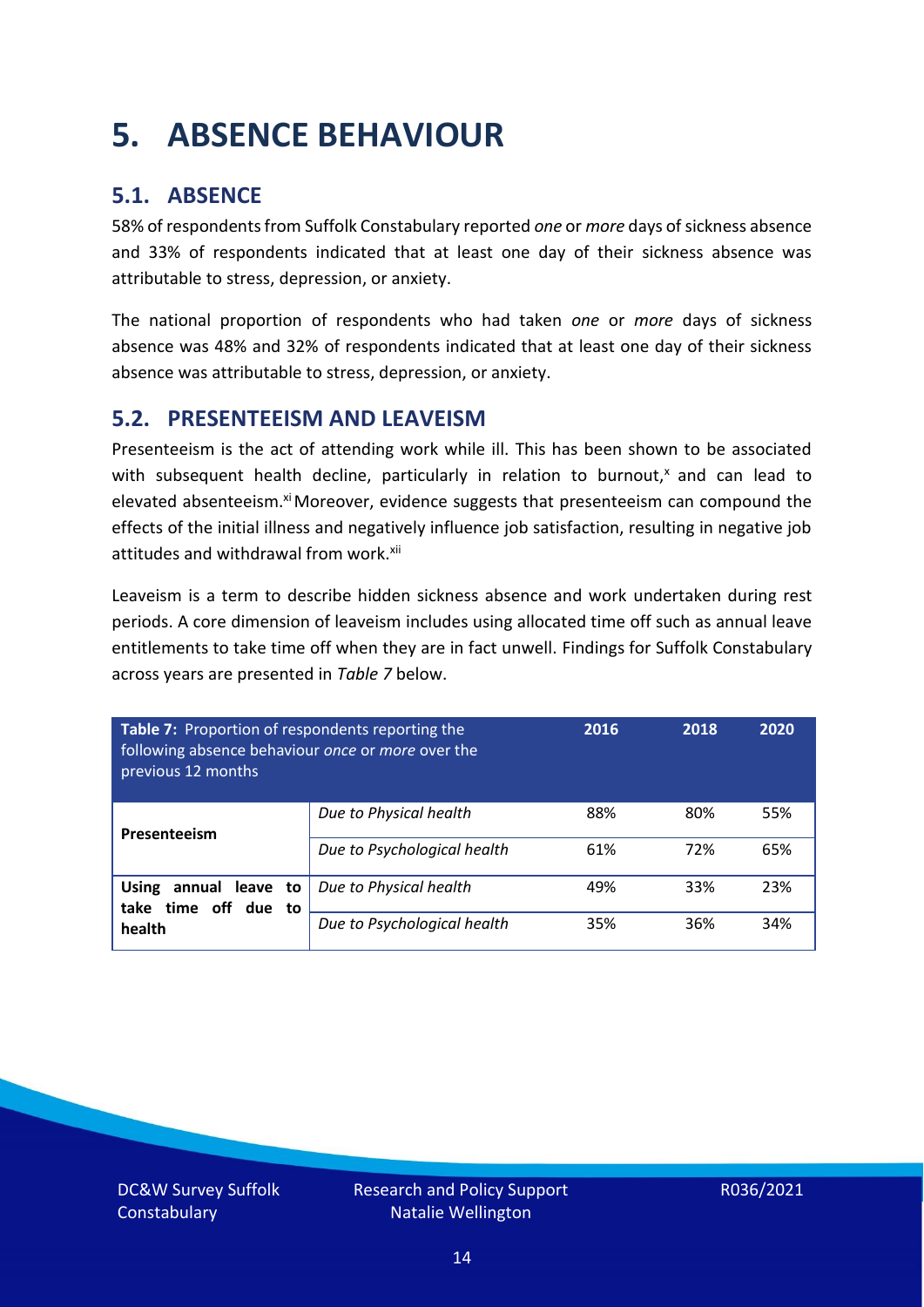# 5. ABSENCE BEHAVIOUR

## 5.1. ABSENCE

58% of respondents from Suffolk Constabulary reported *one* or *more* days of sickness absence and 33% of respondents indicated that at least one day of their sickness absence was attributable to stress, depression, or anxiety.

The national proportion of respondents who had taken *one* or *more* days of sickness absence was 48% and 32% of respondents indicated that at least one day of their sickness absence was attributable to stress, depression, or anxiety.

## 5.2. PRESENTEEISM AND LEAVEISM

Presenteeism is the act of attending work while ill. This has been shown to be associated with subsequent health decline, particularly in relation to burnout,[x] and can lead to elevated absenteeism.[xi] Moreover, evidence suggests that presenteeism can compound the effects of the initial illness and negatively influence job satisfaction, resulting in negative job attitudes and withdrawal from work.[xii]

Leaveism is a term to describe hidden sickness absence and work undertaken during rest periods. A core dimension of leaveism includes using allocated time off such as annual leave entitlements to take time off when they are in fact unwell. Findings for Suffolk Constabulary across years are presented in *Table 7* below.

| **Table 7:** Proportion of respondents reporting the following absence behaviour *once* or *more* over the previous 12 months | | 2016 | 2018 | 2020 |
|---|---|---|---|---|
| **Presenteeism** | *Due to Physical health* | 88% | 80% | 55% |
| | *Due to Psychological health* | 61% | 72% | 65% |
| **Using annual leave to take time off due to health** | *Due to Physical health* | 49% | 33% | 23% |
| | *Due to Psychological health* | 35% | 36% | 34% |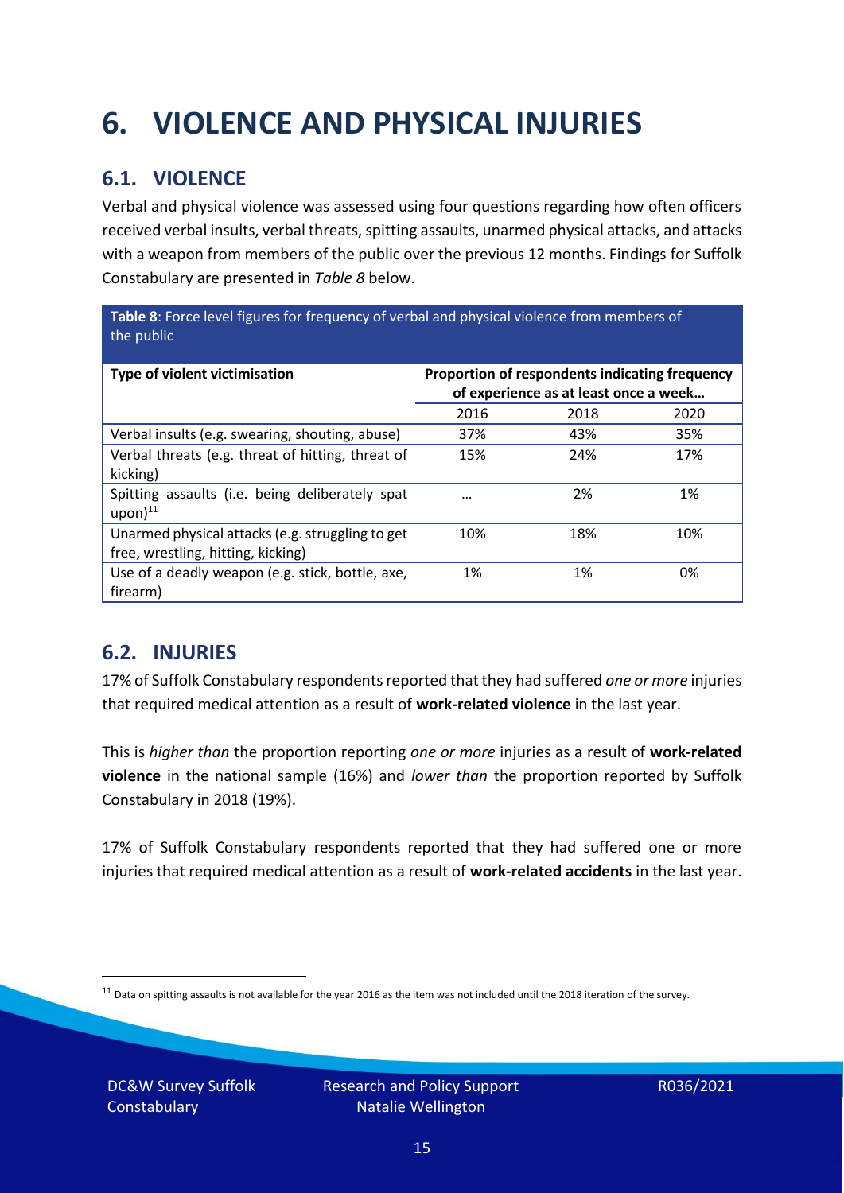# 6. VIOLENCE AND PHYSICAL INJURIES

## 6.1. VIOLENCE

Verbal and physical violence was assessed using four questions regarding how often officers received verbal insults, verbal threats, spitting assaults, unarmed physical attacks, and attacks with a weapon from members of the public over the previous 12 months. Findings for Suffolk Constabulary are presented in *Table 8* below.

**Table 8**: Force level figures for frequency of verbal and physical violence from members of the public

| Type of violent victimisation | Proportion of respondents indicating frequency of experience as at least once a week… | | |
|---|---|---|---|
| | 2016 | 2018 | 2020 |
| Verbal insults (e.g. swearing, shouting, abuse) | 37% | 43% | 35% |
| Verbal threats (e.g. threat of hitting, threat of kicking) | 15% | 24% | 17% |
| Spitting assaults (i.e. being deliberately spat upon)[11] | … | 2% | 1% |
| Unarmed physical attacks (e.g. struggling to get free, wrestling, hitting, kicking) | 10% | 18% | 10% |
| Use of a deadly weapon (e.g. stick, bottle, axe, firearm) | 1% | 1% | 0% |

## 6.2. INJURIES

17% of Suffolk Constabulary respondents reported that they had suffered *one or more* injuries that required medical attention as a result of **work-related violence** in the last year.

This is *higher than* the proportion reporting *one or more* injuries as a result of **work-related violence** in the national sample (16%) and *lower than* the proportion reported by Suffolk Constabulary in 2018 (19%).

17% of Suffolk Constabulary respondents reported that they had suffered one or more injuries that required medical attention as a result of **work-related accidents** in the last year.

[11] Data on spitting assaults is not available for the year 2016 as the item was not included until the 2018 iteration of the survey.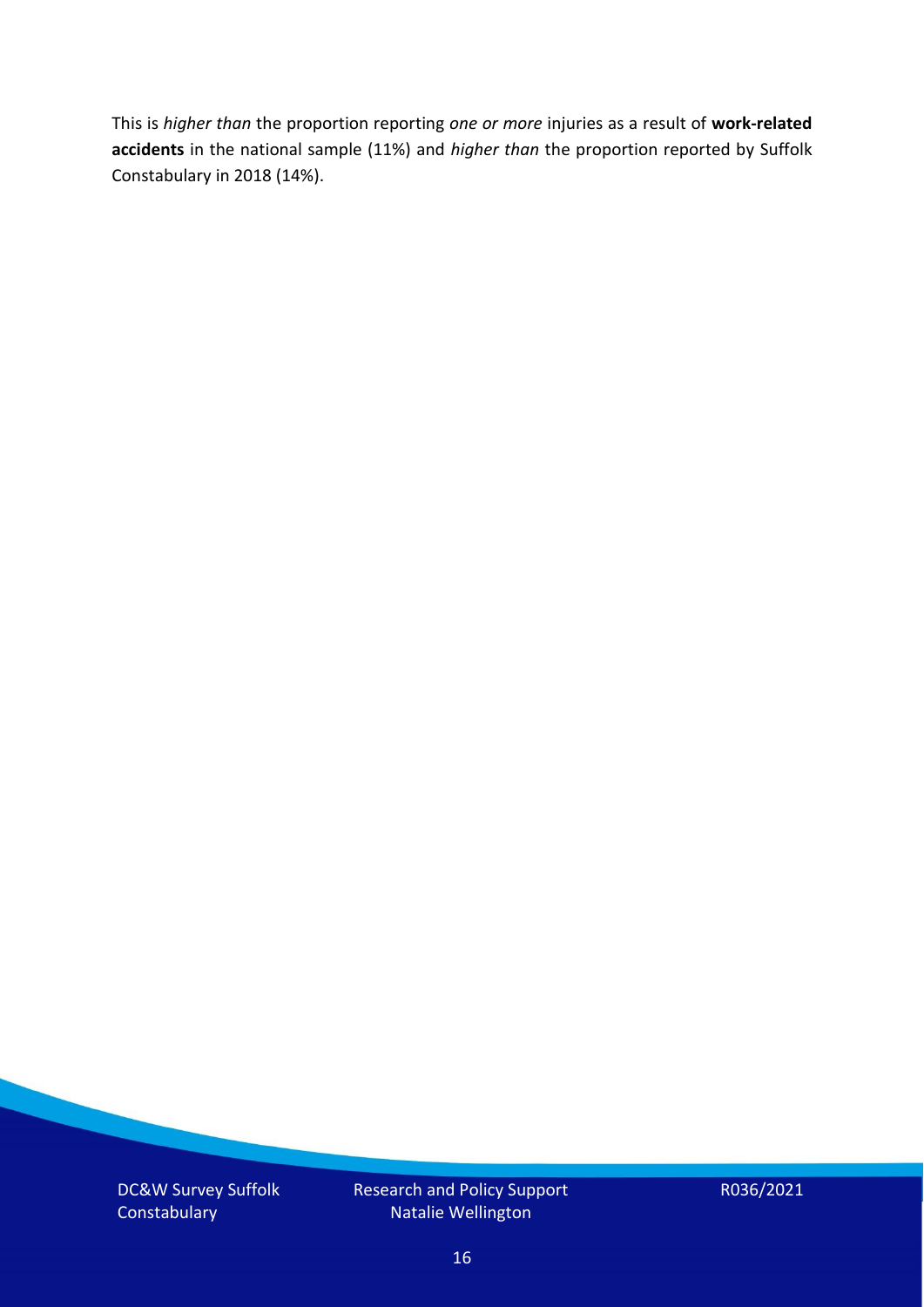This is *higher than* the proportion reporting *one or more* injuries as a result of **work-related accidents** in the national sample (11%) and *higher than* the proportion reported by Suffolk Constabulary in 2018 (14%).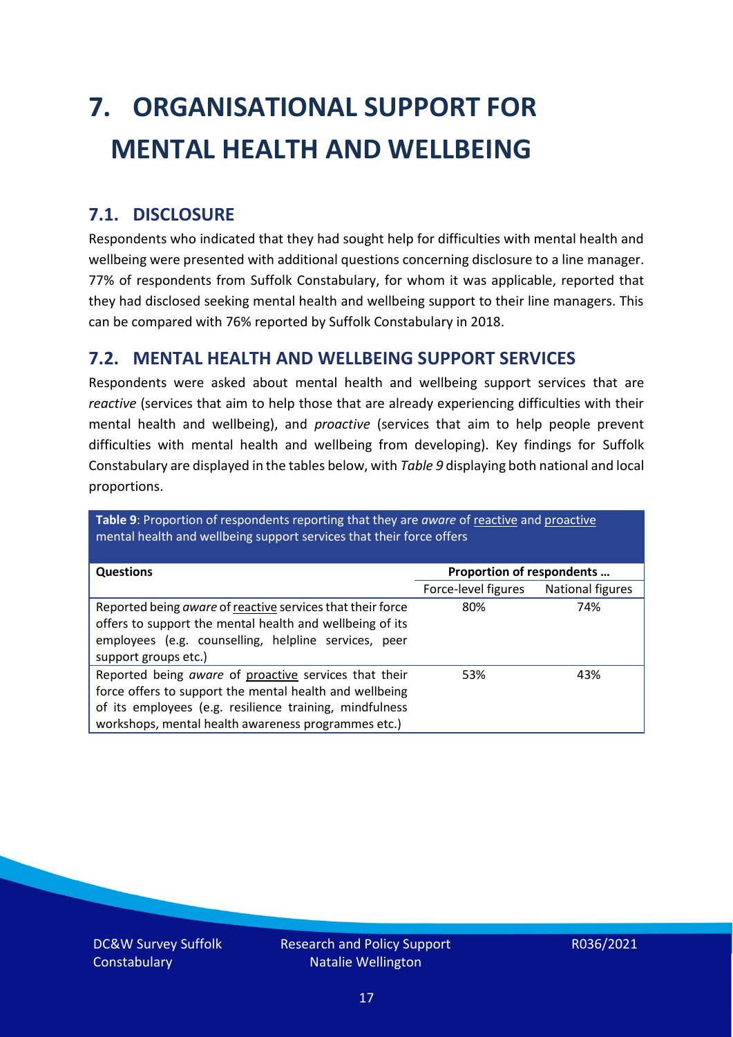# 7. ORGANISATIONAL SUPPORT FOR MENTAL HEALTH AND WELLBEING

## 7.1. DISCLOSURE

Respondents who indicated that they had sought help for difficulties with mental health and wellbeing were presented with additional questions concerning disclosure to a line manager. 77% of respondents from Suffolk Constabulary, for whom it was applicable, reported that they had disclosed seeking mental health and wellbeing support to their line managers. This can be compared with 76% reported by Suffolk Constabulary in 2018.

## 7.2. MENTAL HEALTH AND WELLBEING SUPPORT SERVICES

Respondents were asked about mental health and wellbeing support services that are *reactive* (services that aim to help those that are already experiencing difficulties with their mental health and wellbeing), and *proactive* (services that aim to help people prevent difficulties with mental health and wellbeing from developing). Key findings for Suffolk Constabulary are displayed in the tables below, with *Table 9* displaying both national and local proportions.

**Table 9**: Proportion of respondents reporting that they are *aware* of reactive and proactive mental health and wellbeing support services that their force offers

| Questions | Proportion of respondents … | |
|---|---|---|
| | Force-level figures | National figures |
| Reported being *aware* of reactive services that their force offers to support the mental health and wellbeing of its employees (e.g. counselling, helpline services, peer support groups etc.) | 80% | 74% |
| Reported being *aware* of proactive services that their force offers to support the mental health and wellbeing of its employees (e.g. resilience training, mindfulness workshops, mental health awareness programmes etc.) | 53% | 43% |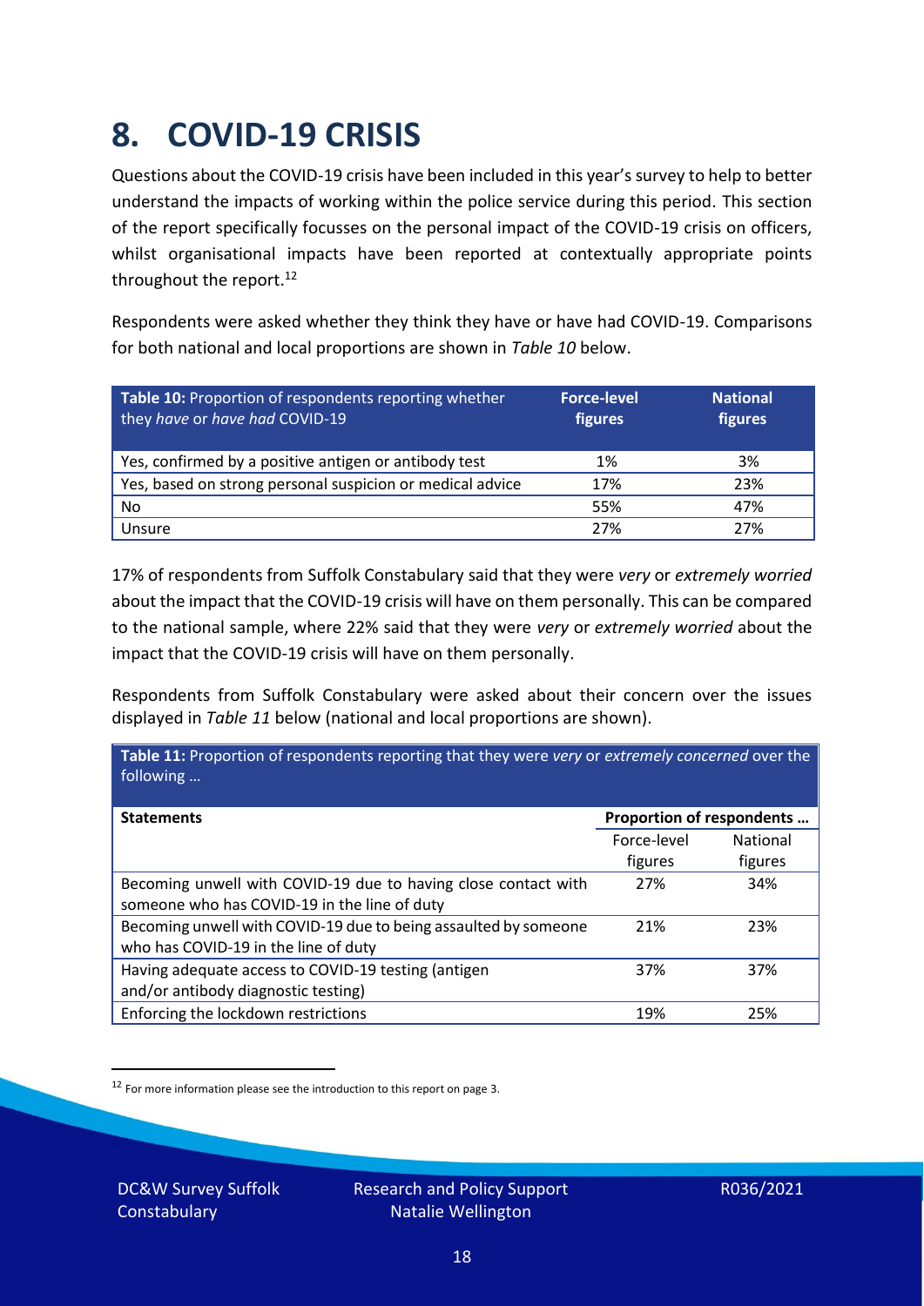# 8. COVID-19 CRISIS

Questions about the COVID-19 crisis have been included in this year's survey to help to better understand the impacts of working within the police service during this period. This section of the report specifically focusses on the personal impact of the COVID-19 crisis on officers, whilst organisational impacts have been reported at contextually appropriate points throughout the report.[12]

Respondents were asked whether they think they have or have had COVID-19. Comparisons for both national and local proportions are shown in *Table 10* below.

| **Table 10:** Proportion of respondents reporting whether they *have* or *have had* COVID-19 | **Force-level figures** | **National figures** |
|---|---|---|
| Yes, confirmed by a positive antigen or antibody test | 1% | 3% |
| Yes, based on strong personal suspicion or medical advice | 17% | 23% |
| No | 55% | 47% |
| Unsure | 27% | 27% |

17% of respondents from Suffolk Constabulary said that they were *very* or *extremely worried* about the impact that the COVID-19 crisis will have on them personally. This can be compared to the national sample, where 22% said that they were *very* or *extremely worried* about the impact that the COVID-19 crisis will have on them personally.

Respondents from Suffolk Constabulary were asked about their concern over the issues displayed in *Table 11* below (national and local proportions are shown).

**Table 11:** Proportion of respondents reporting that they were *very* or *extremely concerned* over the following …

| **Statements** | **Proportion of respondents …** | |
|---|---|---|
| | Force-level figures | National figures |
| Becoming unwell with COVID-19 due to having close contact with someone who has COVID-19 in the line of duty | 27% | 34% |
| Becoming unwell with COVID-19 due to being assaulted by someone who has COVID-19 in the line of duty | 21% | 23% |
| Having adequate access to COVID-19 testing (antigen and/or antibody diagnostic testing) | 37% | 37% |
| Enforcing the lockdown restrictions | 19% | 25% |

[12] For more information please see the introduction to this report on page 3.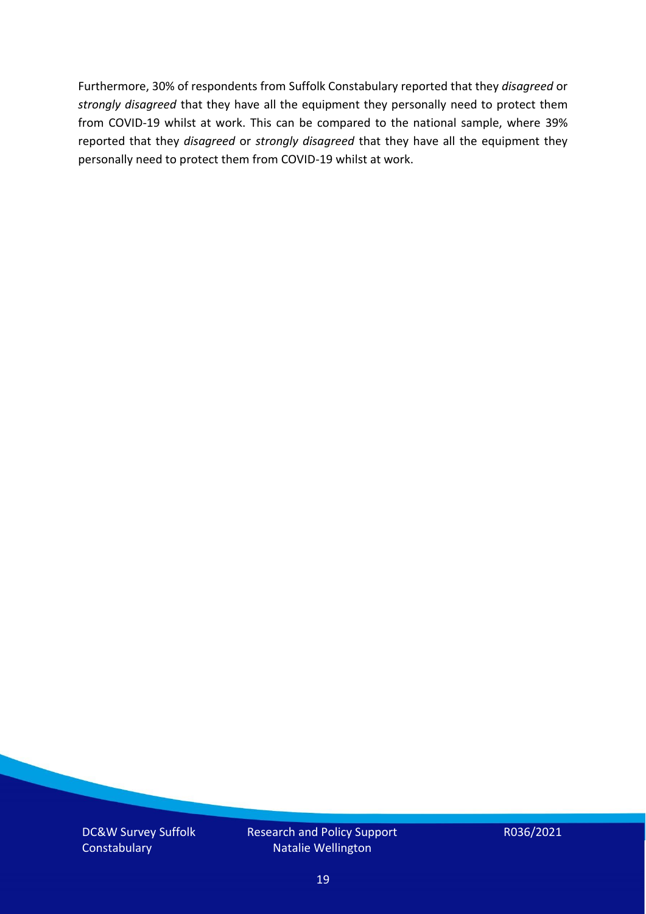Furthermore, 30% of respondents from Suffolk Constabulary reported that they *disagreed* or *strongly disagreed* that they have all the equipment they personally need to protect them from COVID-19 whilst at work. This can be compared to the national sample, where 39% reported that they *disagreed* or *strongly disagreed* that they have all the equipment they personally need to protect them from COVID-19 whilst at work.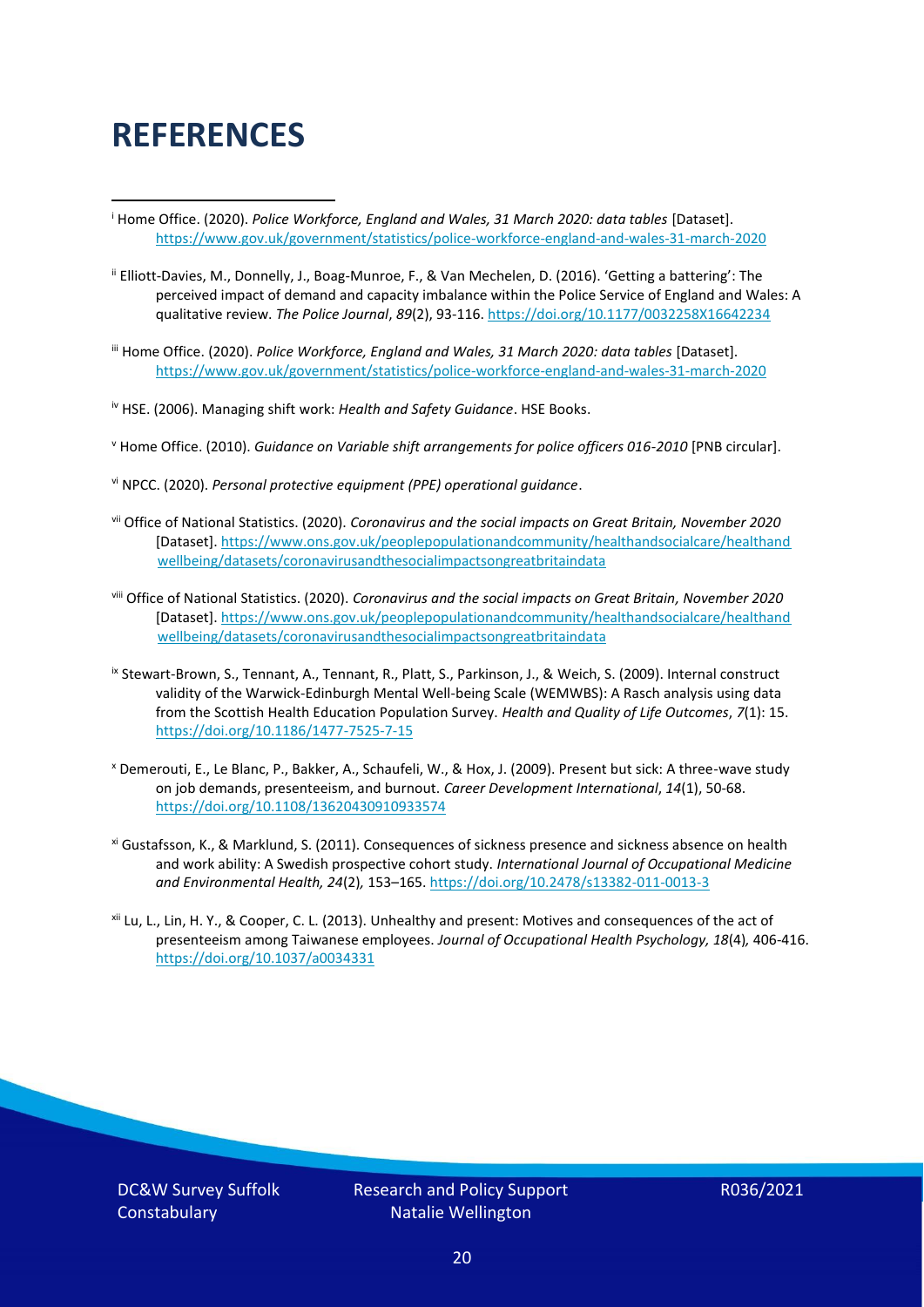# REFERENCES

[i] Home Office. (2020). *Police Workforce, England and Wales, 31 March 2020: data tables* [Dataset]. https://www.gov.uk/government/statistics/police-workforce-england-and-wales-31-march-2020

[ii] Elliott-Davies, M., Donnelly, J., Boag-Munroe, F., & Van Mechelen, D. (2016). 'Getting a battering': The perceived impact of demand and capacity imbalance within the Police Service of England and Wales: A qualitative review. *The Police Journal*, *89*(2), 93-116. https://doi.org/10.1177/0032258X16642234

[iii] Home Office. (2020). *Police Workforce, England and Wales, 31 March 2020: data tables* [Dataset]. https://www.gov.uk/government/statistics/police-workforce-england-and-wales-31-march-2020

[iv] HSE. (2006). Managing shift work: *Health and Safety Guidance*. HSE Books.

[v] Home Office. (2010). *Guidance on Variable shift arrangements for police officers 016-2010* [PNB circular].

[vi] NPCC. (2020). *Personal protective equipment (PPE) operational guidance*.

[vii] Office of National Statistics. (2020). *Coronavirus and the social impacts on Great Britain, November 2020* [Dataset]. https://www.ons.gov.uk/peoplepopulationandcommunity/healthandsocialcare/healthandwellbeing/datasets/coronavirusandthesocialimpactsongreatbritaindata

[viii] Office of National Statistics. (2020). *Coronavirus and the social impacts on Great Britain, November 2020* [Dataset]. https://www.ons.gov.uk/peoplepopulationandcommunity/healthandsocialcare/healthandwellbeing/datasets/coronavirusandthesocialimpactsongreatbritaindata

[ix] Stewart-Brown, S., Tennant, A., Tennant, R., Platt, S., Parkinson, J., & Weich, S. (2009). Internal construct validity of the Warwick-Edinburgh Mental Well-being Scale (WEMWBS): A Rasch analysis using data from the Scottish Health Education Population Survey. *Health and Quality of Life Outcomes*, *7*(1): 15. https://doi.org/10.1186/1477-7525-7-15

[x] Demerouti, E., Le Blanc, P., Bakker, A., Schaufeli, W., & Hox, J. (2009). Present but sick: A three-wave study on job demands, presenteeism, and burnout. *Career Development International*, *14*(1), 50-68. https://doi.org/10.1108/13620430910933574

[xi] Gustafsson, K., & Marklund, S. (2011). Consequences of sickness presence and sickness absence on health and work ability: A Swedish prospective cohort study. *International Journal of Occupational Medicine and Environmental Health, 24*(2)*,* 153–165. https://doi.org/10.2478/s13382-011-0013-3

[xii] Lu, L., Lin, H. Y., & Cooper, C. L. (2013). Unhealthy and present: Motives and consequences of the act of presenteeism among Taiwanese employees. *Journal of Occupational Health Psychology, 18*(4)*,* 406-416. https://doi.org/10.1037/a0034331